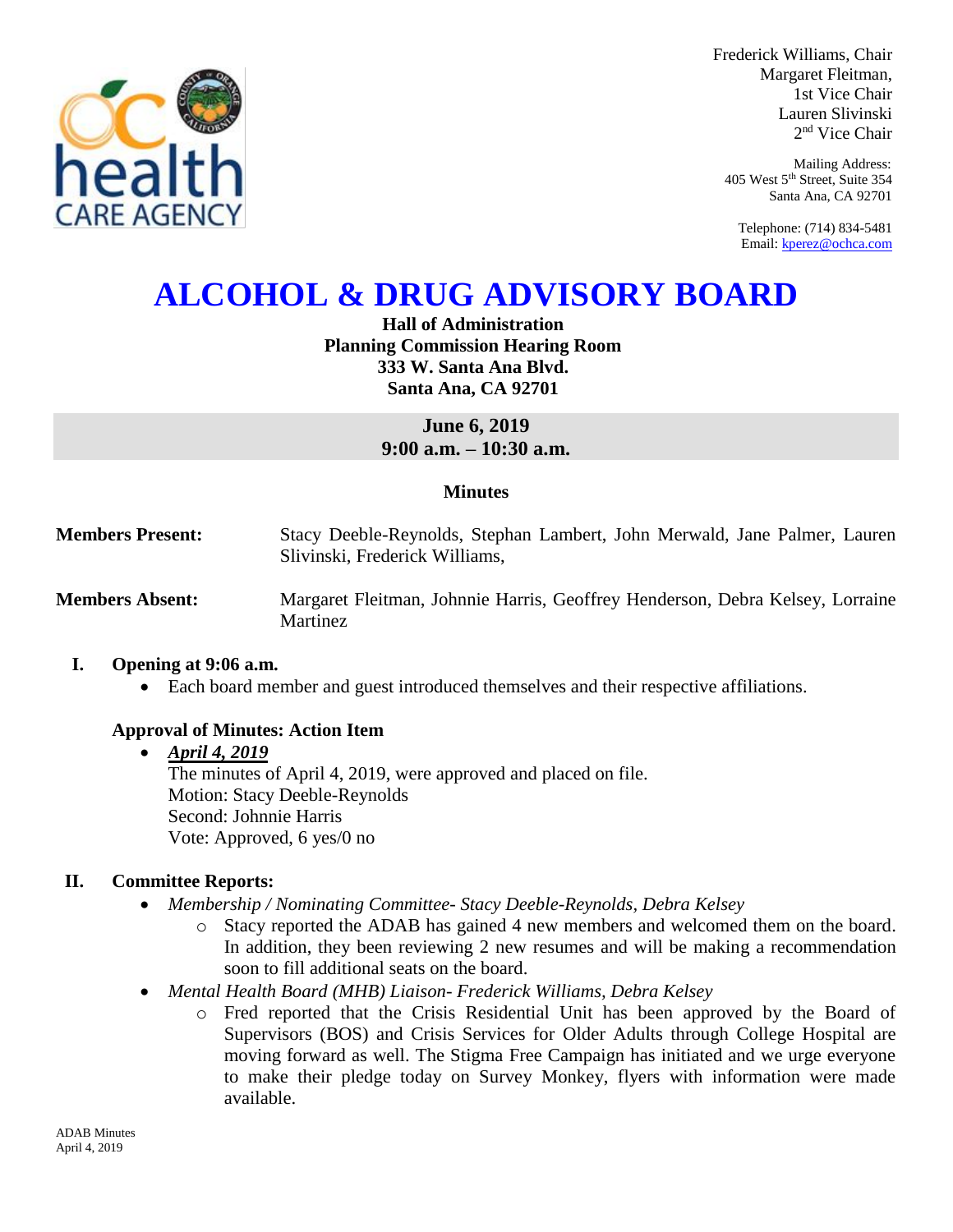Frederick Williams, Chair
Margaret Fleitman,
1st Vice Chair
Lauren Slivinski
2nd Vice Chair

Mailing Address:
405 West 5th Street, Suite 354
Santa Ana, CA 92701

Telephone: (714) 834-5481
Email: kperez@ochca.com

# ALCOHOL & DRUG ADVISORY BOARD

**Hall of Administration**
**Planning Commission Hearing Room**
**333 W. Santa Ana Blvd.**
**Santa Ana, CA 92701**

**June 6, 2019**
**9:00 a.m. – 10:30 a.m.**

**Minutes**

**Members Present:** Stacy Deeble-Reynolds, Stephan Lambert, John Merwald, Jane Palmer, Lauren Slivinski, Frederick Williams,

**Members Absent:** Margaret Fleitman, Johnnie Harris, Geoffrey Henderson, Debra Kelsey, Lorraine Martinez

## I. Opening at 9:06 a.m.

- Each board member and guest introduced themselves and their respective affiliations.

### Approval of Minutes: Action Item

- ***April 4, 2019***
  The minutes of April 4, 2019, were approved and placed on file.
  Motion: Stacy Deeble-Reynolds
  Second: Johnnie Harris
  Vote: Approved, 6 yes/0 no

## II. Committee Reports:

- *Membership / Nominating Committee- Stacy Deeble-Reynolds, Debra Kelsey*
  - Stacy reported the ADAB has gained 4 new members and welcomed them on the board. In addition, they been reviewing 2 new resumes and will be making a recommendation soon to fill additional seats on the board.
- *Mental Health Board (MHB) Liaison- Frederick Williams, Debra Kelsey*
  - Fred reported that the Crisis Residential Unit has been approved by the Board of Supervisors (BOS) and Crisis Services for Older Adults through College Hospital are moving forward as well. The Stigma Free Campaign has initiated and we urge everyone to make their pledge today on Survey Monkey, flyers with information were made available.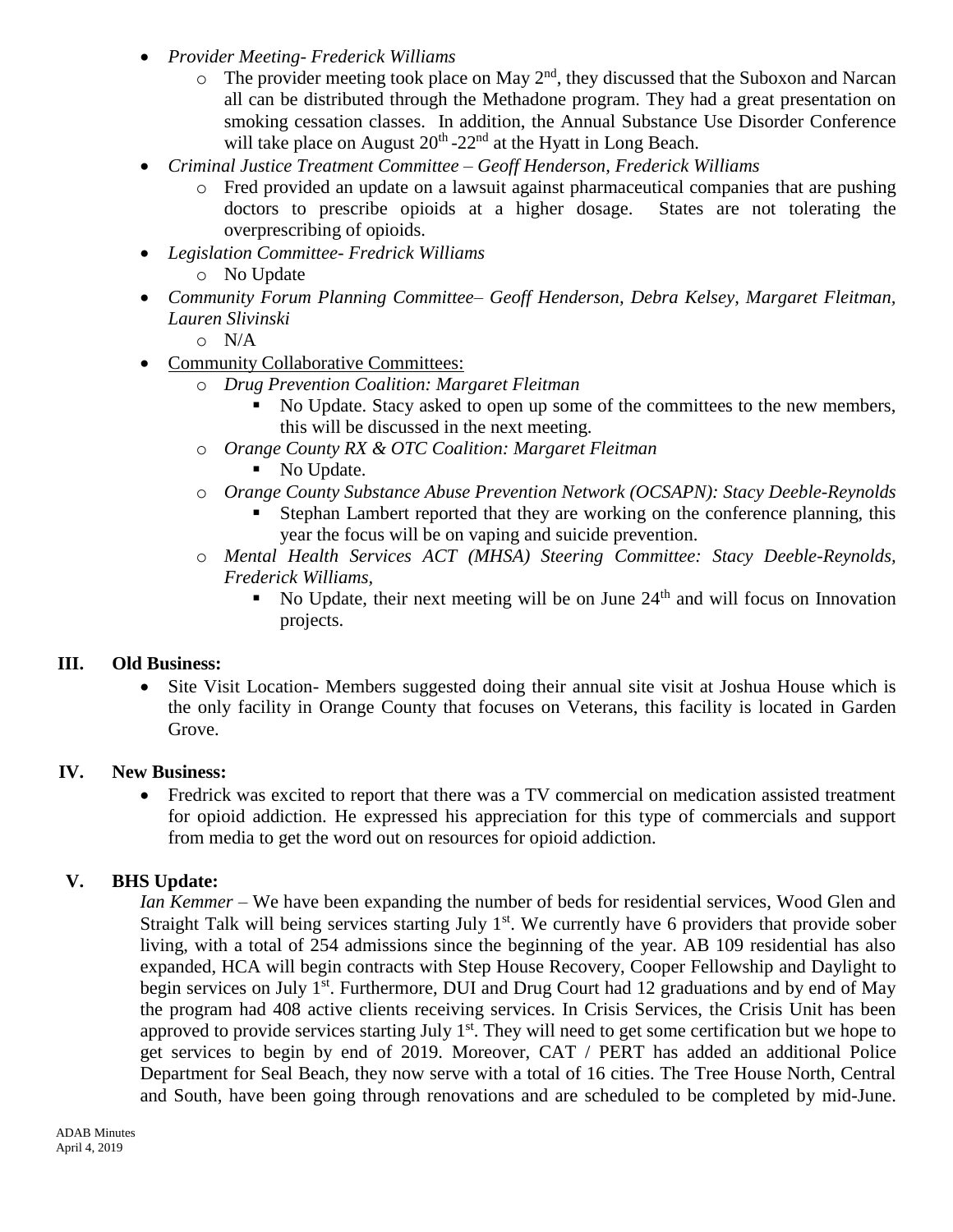- *Provider Meeting- Frederick Williams*
  - The provider meeting took place on May 2nd, they discussed that the Suboxon and Narcan all can be distributed through the Methadone program. They had a great presentation on smoking cessation classes. In addition, the Annual Substance Use Disorder Conference will take place on August 20th -22nd at the Hyatt in Long Beach.
- *Criminal Justice Treatment Committee – Geoff Henderson, Frederick Williams*
  - Fred provided an update on a lawsuit against pharmaceutical companies that are pushing doctors to prescribe opioids at a higher dosage. States are not tolerating the overprescribing of opioids.
- *Legislation Committee- Fredrick Williams*
  - No Update
- *Community Forum Planning Committee– Geoff Henderson, Debra Kelsey, Margaret Fleitman, Lauren Slivinski*
  - N/A
- Community Collaborative Committees:
  - *Drug Prevention Coalition: Margaret Fleitman*
    - No Update. Stacy asked to open up some of the committees to the new members, this will be discussed in the next meeting.
  - *Orange County RX & OTC Coalition: Margaret Fleitman*
    - No Update.
  - *Orange County Substance Abuse Prevention Network (OCSAPN): Stacy Deeble-Reynolds*
    - Stephan Lambert reported that they are working on the conference planning, this year the focus will be on vaping and suicide prevention.
  - *Mental Health Services ACT (MHSA) Steering Committee: Stacy Deeble-Reynolds, Frederick Williams,*
    - No Update, their next meeting will be on June 24th and will focus on Innovation projects.

## III. Old Business:

- Site Visit Location- Members suggested doing their annual site visit at Joshua House which is the only facility in Orange County that focuses on Veterans, this facility is located in Garden Grove.

## IV. New Business:

- Fredrick was excited to report that there was a TV commercial on medication assisted treatment for opioid addiction. He expressed his appreciation for this type of commercials and support from media to get the word out on resources for opioid addiction.

## V. BHS Update:

*Ian Kemmer* – We have been expanding the number of beds for residential services, Wood Glen and Straight Talk will being services starting July 1st. We currently have 6 providers that provide sober living, with a total of 254 admissions since the beginning of the year. AB 109 residential has also expanded, HCA will begin contracts with Step House Recovery, Cooper Fellowship and Daylight to begin services on July 1st. Furthermore, DUI and Drug Court had 12 graduations and by end of May the program had 408 active clients receiving services. In Crisis Services, the Crisis Unit has been approved to provide services starting July 1st. They will need to get some certification but we hope to get services to begin by end of 2019. Moreover, CAT / PERT has added an additional Police Department for Seal Beach, they now serve with a total of 16 cities. The Tree House North, Central and South, have been going through renovations and are scheduled to be completed by mid-June.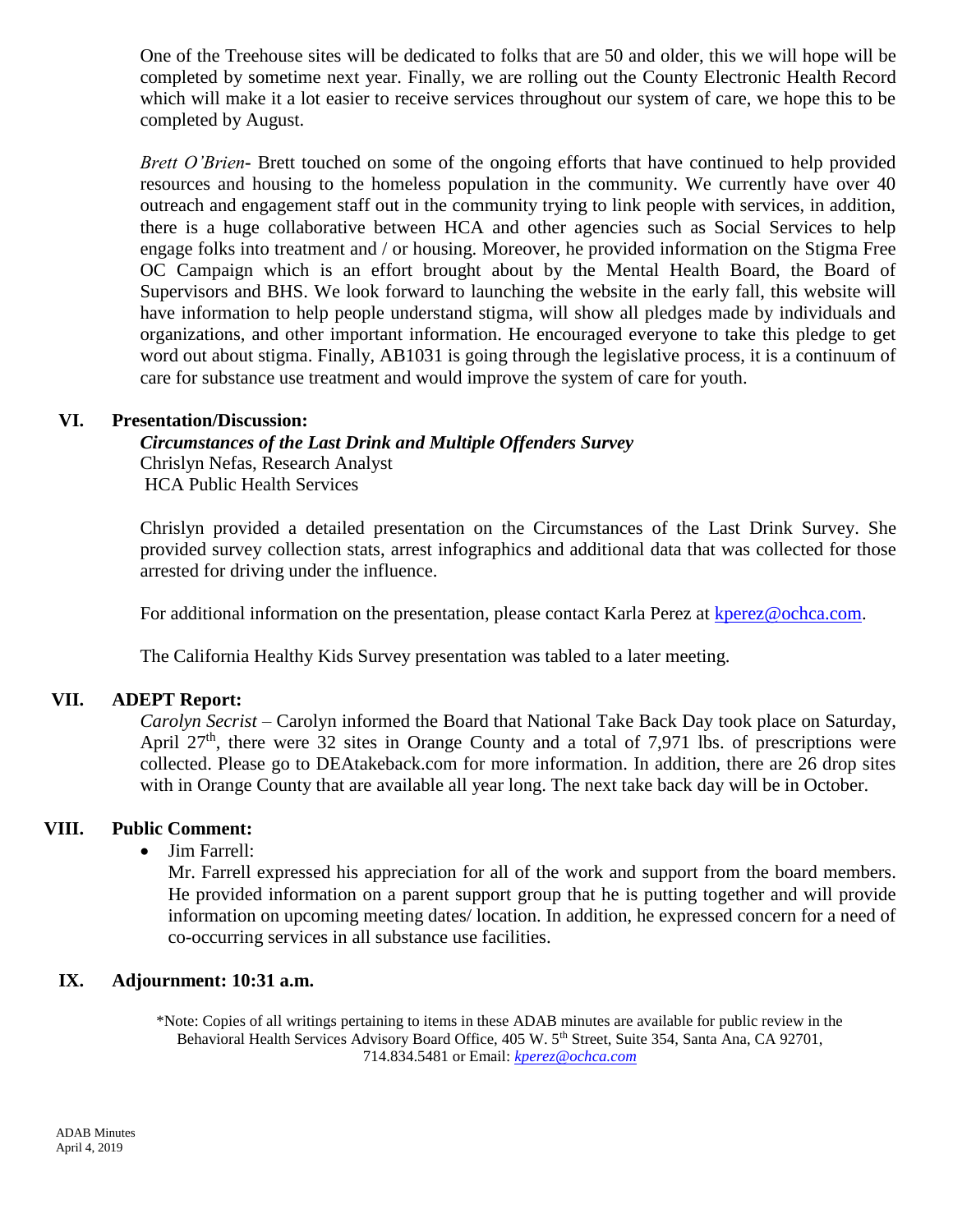One of the Treehouse sites will be dedicated to folks that are 50 and older, this we will hope will be completed by sometime next year. Finally, we are rolling out the County Electronic Health Record which will make it a lot easier to receive services throughout our system of care, we hope this to be completed by August.

*Brett O'Brien*- Brett touched on some of the ongoing efforts that have continued to help provided resources and housing to the homeless population in the community. We currently have over 40 outreach and engagement staff out in the community trying to link people with services, in addition, there is a huge collaborative between HCA and other agencies such as Social Services to help engage folks into treatment and / or housing. Moreover, he provided information on the Stigma Free OC Campaign which is an effort brought about by the Mental Health Board, the Board of Supervisors and BHS. We look forward to launching the website in the early fall, this website will have information to help people understand stigma, will show all pledges made by individuals and organizations, and other important information. He encouraged everyone to take this pledge to get word out about stigma. Finally, AB1031 is going through the legislative process, it is a continuum of care for substance use treatment and would improve the system of care for youth.

## VI. Presentation/Discussion:

***Circumstances of the Last Drink and Multiple Offenders Survey***
Chrislyn Nefas, Research Analyst
HCA Public Health Services

Chrislyn provided a detailed presentation on the Circumstances of the Last Drink Survey. She provided survey collection stats, arrest infographics and additional data that was collected for those arrested for driving under the influence.

For additional information on the presentation, please contact Karla Perez at kperez@ochca.com.

The California Healthy Kids Survey presentation was tabled to a later meeting.

## VII. ADEPT Report:

*Carolyn Secrist* – Carolyn informed the Board that National Take Back Day took place on Saturday, April 27th, there were 32 sites in Orange County and a total of 7,971 lbs. of prescriptions were collected. Please go to DEAtakeback.com for more information. In addition, there are 26 drop sites with in Orange County that are available all year long. The next take back day will be in October.

## VIII. Public Comment:

- Jim Farrell:
  Mr. Farrell expressed his appreciation for all of the work and support from the board members. He provided information on a parent support group that he is putting together and will provide information on upcoming meeting dates/ location. In addition, he expressed concern for a need of co-occurring services in all substance use facilities.

## IX. Adjournment: 10:31 a.m.

\*Note: Copies of all writings pertaining to items in these ADAB minutes are available for public review in the Behavioral Health Services Advisory Board Office, 405 W. 5th Street, Suite 354, Santa Ana, CA 92701, 714.834.5481 or Email: *kperez@ochca.com*